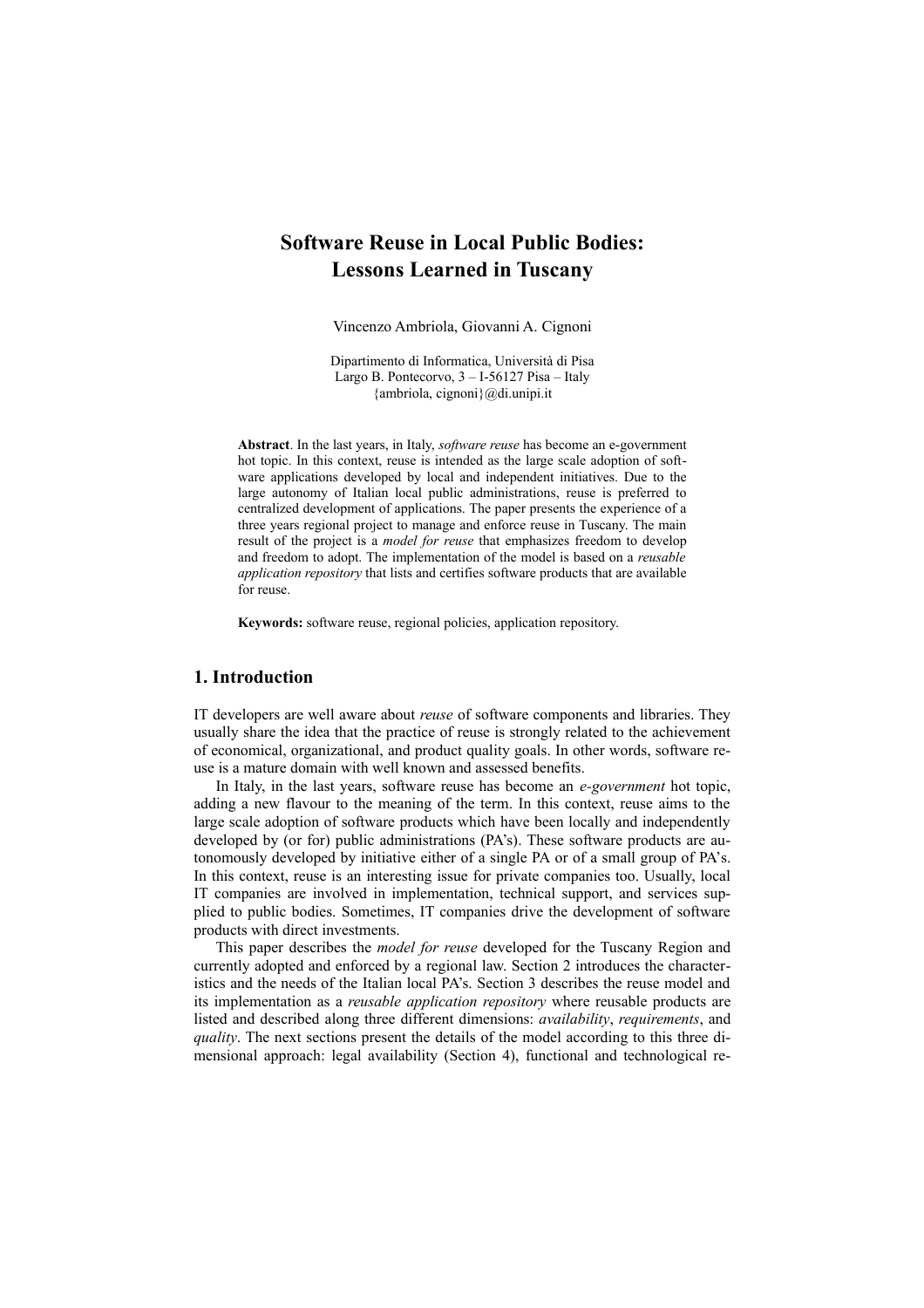# Software Reuse in Local Public Bodies: Lessons Learned in Tuscany

Vincenzo Ambriola, Giovanni A. Cignoni

Dipartimento di Informatica, Università di Pisa
Largo B. Pontecorvo, 3 – I-56127 Pisa – Italy
{ambriola, cignoni}@di.unipi.it

**Abstract**. In the last years, in Italy, *software reuse* has become an e-government hot topic. In this context, reuse is intended as the large scale adoption of software applications developed by local and independent initiatives. Due to the large autonomy of Italian local public administrations, reuse is preferred to centralized development of applications. The paper presents the experience of a three years regional project to manage and enforce reuse in Tuscany. The main result of the project is a *model for reuse* that emphasizes freedom to develop and freedom to adopt. The implementation of the model is based on a *reusable application repository* that lists and certifies software products that are available for reuse.

**Keywords:** software reuse, regional policies, application repository.

## 1. Introduction

IT developers are well aware about *reuse* of software components and libraries. They usually share the idea that the practice of reuse is strongly related to the achievement of economical, organizational, and product quality goals. In other words, software reuse is a mature domain with well known and assessed benefits.

In Italy, in the last years, software reuse has become an *e-government* hot topic, adding a new flavour to the meaning of the term. In this context, reuse aims to the large scale adoption of software products which have been locally and independently developed by (or for) public administrations (PA's). These software products are autonomously developed by initiative either of a single PA or of a small group of PA's. In this context, reuse is an interesting issue for private companies too. Usually, local IT companies are involved in implementation, technical support, and services supplied to public bodies. Sometimes, IT companies drive the development of software products with direct investments.

This paper describes the *model for reuse* developed for the Tuscany Region and currently adopted and enforced by a regional law. Section 2 introduces the characteristics and the needs of the Italian local PA's. Section 3 describes the reuse model and its implementation as a *reusable application repository* where reusable products are listed and described along three different dimensions: *availability*, *requirements*, and *quality*. The next sections present the details of the model according to this three dimensional approach: legal availability (Section 4), functional and technological re-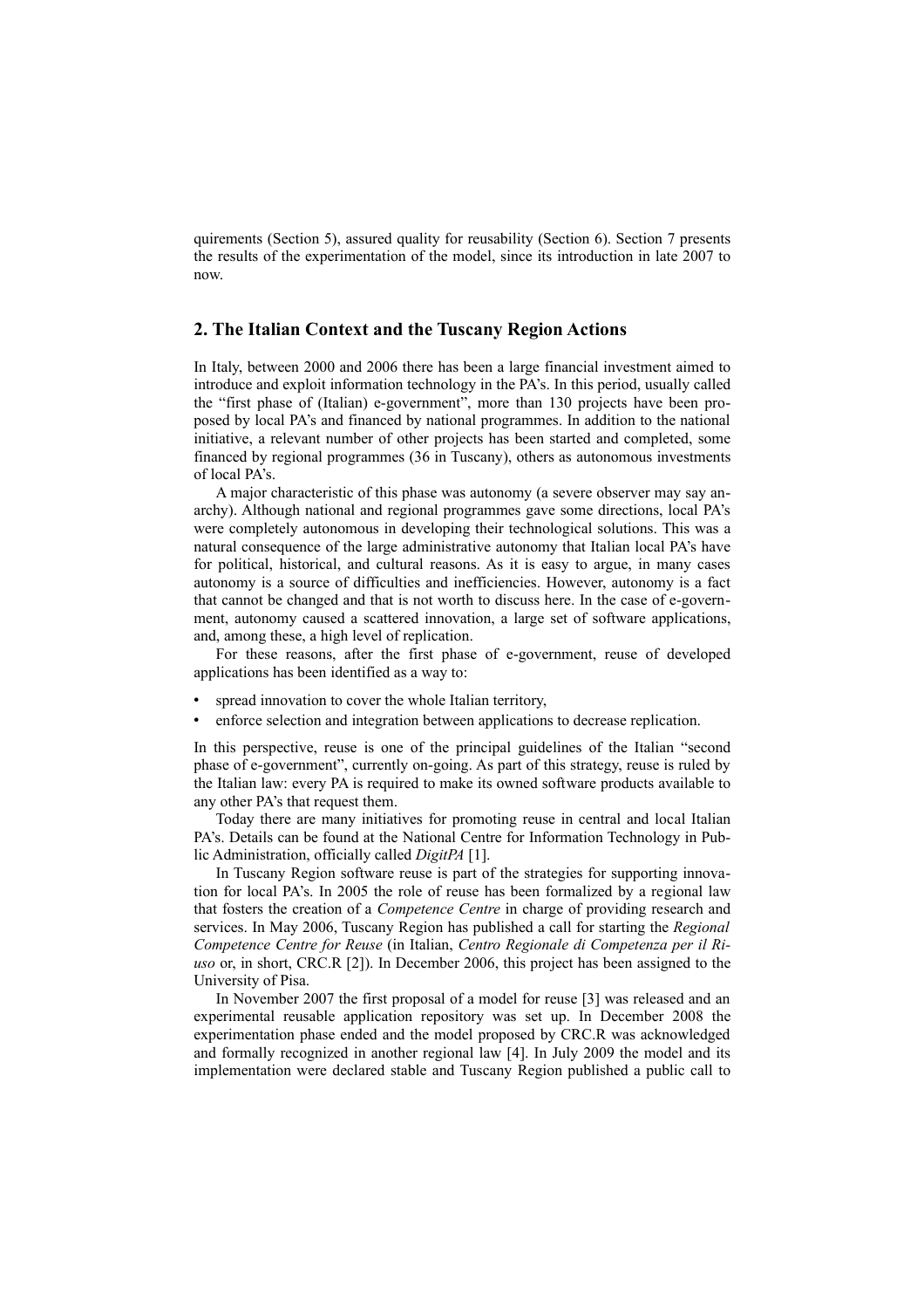quirements (Section 5), assured quality for reusability (Section 6). Section 7 presents the results of the experimentation of the model, since its introduction in late 2007 to now.

## 2. The Italian Context and the Tuscany Region Actions

In Italy, between 2000 and 2006 there has been a large financial investment aimed to introduce and exploit information technology in the PA's. In this period, usually called the "first phase of (Italian) e-government", more than 130 projects have been proposed by local PA's and financed by national programmes. In addition to the national initiative, a relevant number of other projects has been started and completed, some financed by regional programmes (36 in Tuscany), others as autonomous investments of local PA's.

A major characteristic of this phase was autonomy (a severe observer may say anarchy). Although national and regional programmes gave some directions, local PA's were completely autonomous in developing their technological solutions. This was a natural consequence of the large administrative autonomy that Italian local PA's have for political, historical, and cultural reasons. As it is easy to argue, in many cases autonomy is a source of difficulties and inefficiencies. However, autonomy is a fact that cannot be changed and that is not worth to discuss here. In the case of e-government, autonomy caused a scattered innovation, a large set of software applications, and, among these, a high level of replication.

For these reasons, after the first phase of e-government, reuse of developed applications has been identified as a way to:

- spread innovation to cover the whole Italian territory,
- enforce selection and integration between applications to decrease replication.

In this perspective, reuse is one of the principal guidelines of the Italian "second phase of e-government", currently on-going. As part of this strategy, reuse is ruled by the Italian law: every PA is required to make its owned software products available to any other PA's that request them.

Today there are many initiatives for promoting reuse in central and local Italian PA's. Details can be found at the National Centre for Information Technology in Public Administration, officially called *DigitPA* [1].

In Tuscany Region software reuse is part of the strategies for supporting innovation for local PA's. In 2005 the role of reuse has been formalized by a regional law that fosters the creation of a *Competence Centre* in charge of providing research and services. In May 2006, Tuscany Region has published a call for starting the *Regional Competence Centre for Reuse* (in Italian, *Centro Regionale di Competenza per il Riuso* or, in short, CRC.R [2]). In December 2006, this project has been assigned to the University of Pisa.

In November 2007 the first proposal of a model for reuse [3] was released and an experimental reusable application repository was set up. In December 2008 the experimentation phase ended and the model proposed by CRC.R was acknowledged and formally recognized in another regional law [4]. In July 2009 the model and its implementation were declared stable and Tuscany Region published a public call to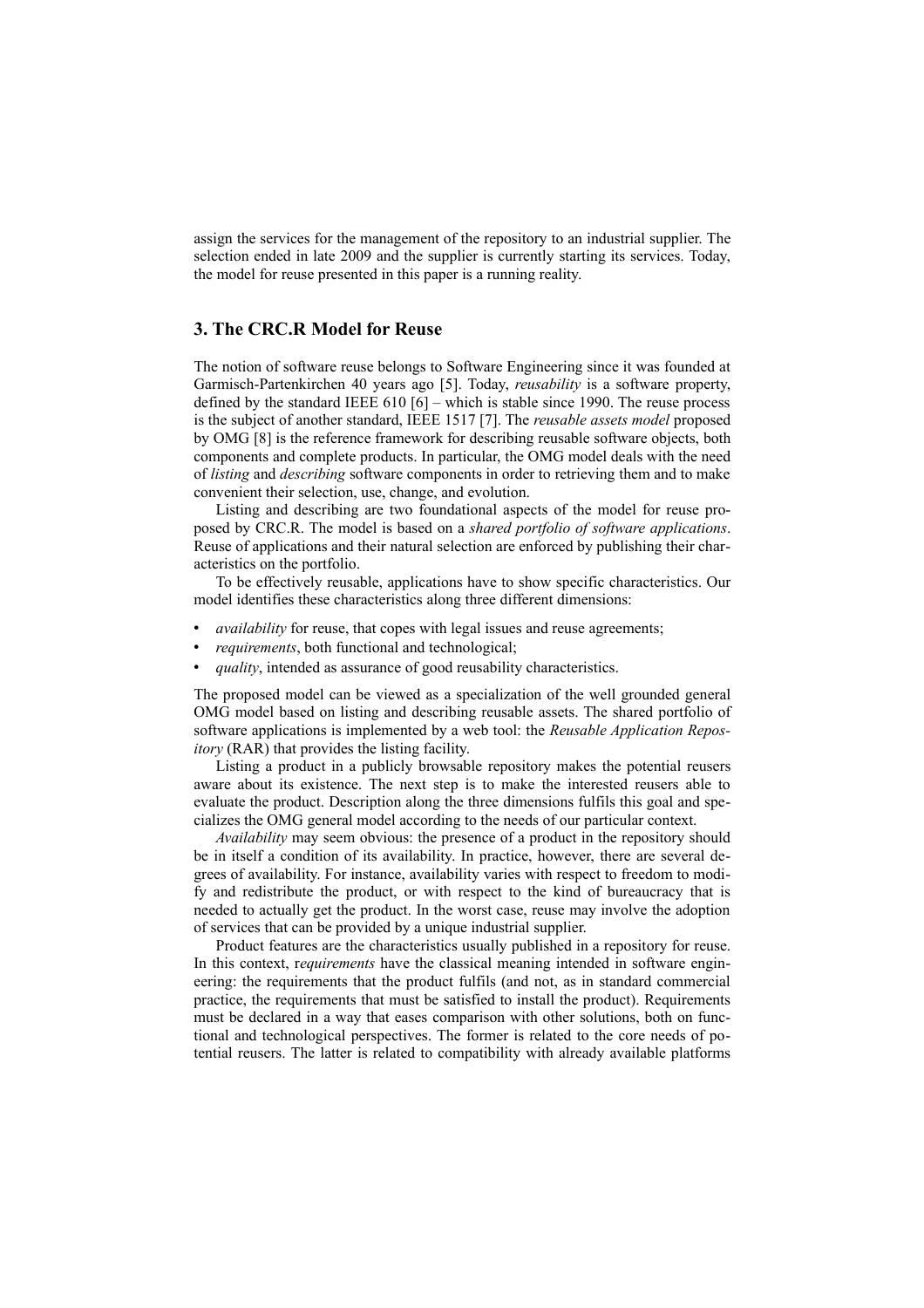assign the services for the management of the repository to an industrial supplier. The selection ended in late 2009 and the supplier is currently starting its services. Today, the model for reuse presented in this paper is a running reality.

## 3. The CRC.R Model for Reuse

The notion of software reuse belongs to Software Engineering since it was founded at Garmisch-Partenkirchen 40 years ago [5]. Today, *reusability* is a software property, defined by the standard IEEE 610 [6] – which is stable since 1990. The reuse process is the subject of another standard, IEEE 1517 [7]. The *reusable assets model* proposed by OMG [8] is the reference framework for describing reusable software objects, both components and complete products. In particular, the OMG model deals with the need of *listing* and *describing* software components in order to retrieving them and to make convenient their selection, use, change, and evolution.

Listing and describing are two foundational aspects of the model for reuse proposed by CRC.R. The model is based on a *shared portfolio of software applications*. Reuse of applications and their natural selection are enforced by publishing their characteristics on the portfolio.

To be effectively reusable, applications have to show specific characteristics. Our model identifies these characteristics along three different dimensions:

- *availability* for reuse, that copes with legal issues and reuse agreements;
- *requirements*, both functional and technological;
- *quality*, intended as assurance of good reusability characteristics.

The proposed model can be viewed as a specialization of the well grounded general OMG model based on listing and describing reusable assets. The shared portfolio of software applications is implemented by a web tool: the *Reusable Application Repository* (RAR) that provides the listing facility.

Listing a product in a publicly browsable repository makes the potential reusers aware about its existence. The next step is to make the interested reusers able to evaluate the product. Description along the three dimensions fulfils this goal and specializes the OMG general model according to the needs of our particular context.

*Availability* may seem obvious: the presence of a product in the repository should be in itself a condition of its availability. In practice, however, there are several degrees of availability. For instance, availability varies with respect to freedom to modify and redistribute the product, or with respect to the kind of bureaucracy that is needed to actually get the product. In the worst case, reuse may involve the adoption of services that can be provided by a unique industrial supplier.

Product features are the characteristics usually published in a repository for reuse. In this context, r*equirements* have the classical meaning intended in software engineering: the requirements that the product fulfils (and not, as in standard commercial practice, the requirements that must be satisfied to install the product). Requirements must be declared in a way that eases comparison with other solutions, both on functional and technological perspectives. The former is related to the core needs of potential reusers. The latter is related to compatibility with already available platforms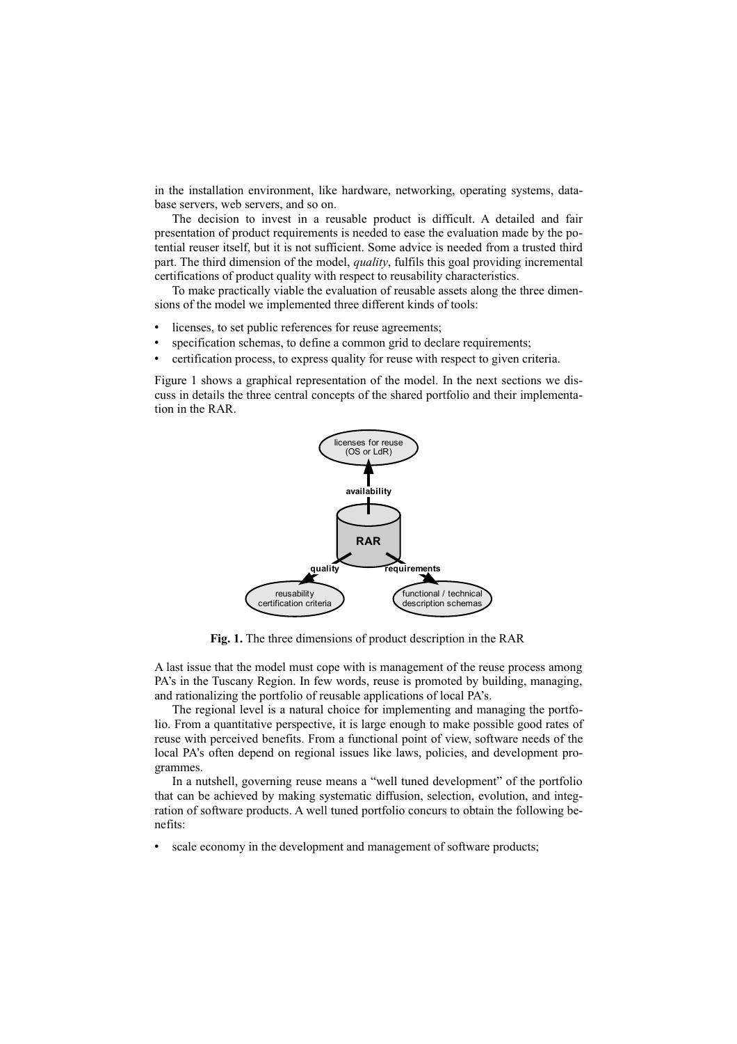in the installation environment, like hardware, networking, operating systems, database servers, web servers, and so on.

The decision to invest in a reusable product is difficult. A detailed and fair presentation of product requirements is needed to ease the evaluation made by the potential reuser itself, but it is not sufficient. Some advice is needed from a trusted third part. The third dimension of the model, *quality*, fulfils this goal providing incremental certifications of product quality with respect to reusability characteristics.

To make practically viable the evaluation of reusable assets along the three dimensions of the model we implemented three different kinds of tools:

- licenses, to set public references for reuse agreements;
- specification schemas, to define a common grid to declare requirements;
- certification process, to express quality for reuse with respect to given criteria.

Figure 1 shows a graphical representation of the model. In the next sections we discuss in details the three central concepts of the shared portfolio and their implementation in the RAR.

**Fig. 1.** The three dimensions of product description in the RAR

A last issue that the model must cope with is management of the reuse process among PA's in the Tuscany Region. In few words, reuse is promoted by building, managing, and rationalizing the portfolio of reusable applications of local PA's.

The regional level is a natural choice for implementing and managing the portfolio. From a quantitative perspective, it is large enough to make possible good rates of reuse with perceived benefits. From a functional point of view, software needs of the local PA's often depend on regional issues like laws, policies, and development programmes.

In a nutshell, governing reuse means a "well tuned development" of the portfolio that can be achieved by making systematic diffusion, selection, evolution, and integration of software products. A well tuned portfolio concurs to obtain the following benefits:

- scale economy in the development and management of software products;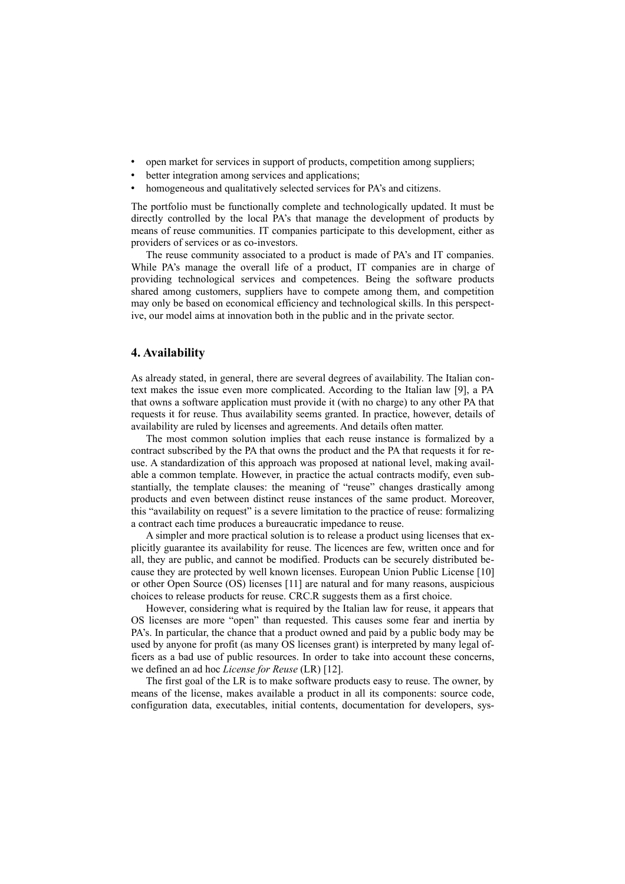- open market for services in support of products, competition among suppliers;
- better integration among services and applications;
- homogeneous and qualitatively selected services for PA's and citizens.

The portfolio must be functionally complete and technologically updated. It must be directly controlled by the local PA's that manage the development of products by means of reuse communities. IT companies participate to this development, either as providers of services or as co-investors.

The reuse community associated to a product is made of PA's and IT companies. While PA's manage the overall life of a product, IT companies are in charge of providing technological services and competences. Being the software products shared among customers, suppliers have to compete among them, and competition may only be based on economical efficiency and technological skills. In this perspective, our model aims at innovation both in the public and in the private sector.

## 4. Availability

As already stated, in general, there are several degrees of availability. The Italian context makes the issue even more complicated. According to the Italian law [9], a PA that owns a software application must provide it (with no charge) to any other PA that requests it for reuse. Thus availability seems granted. In practice, however, details of availability are ruled by licenses and agreements. And details often matter.

The most common solution implies that each reuse instance is formalized by a contract subscribed by the PA that owns the product and the PA that requests it for reuse. A standardization of this approach was proposed at national level, making available a common template. However, in practice the actual contracts modify, even substantially, the template clauses: the meaning of "reuse" changes drastically among products and even between distinct reuse instances of the same product. Moreover, this "availability on request" is a severe limitation to the practice of reuse: formalizing a contract each time produces a bureaucratic impedance to reuse.

A simpler and more practical solution is to release a product using licenses that explicitly guarantee its availability for reuse. The licences are few, written once and for all, they are public, and cannot be modified. Products can be securely distributed because they are protected by well known licenses. European Union Public License [10] or other Open Source (OS) licenses [11] are natural and for many reasons, auspicious choices to release products for reuse. CRC.R suggests them as a first choice.

However, considering what is required by the Italian law for reuse, it appears that OS licenses are more "open" than requested. This causes some fear and inertia by PA's. In particular, the chance that a product owned and paid by a public body may be used by anyone for profit (as many OS licenses grant) is interpreted by many legal officers as a bad use of public resources. In order to take into account these concerns, we defined an ad hoc *License for Reuse* (LR) [12].

The first goal of the LR is to make software products easy to reuse. The owner, by means of the license, makes available a product in all its components: source code, configuration data, executables, initial contents, documentation for developers, sys-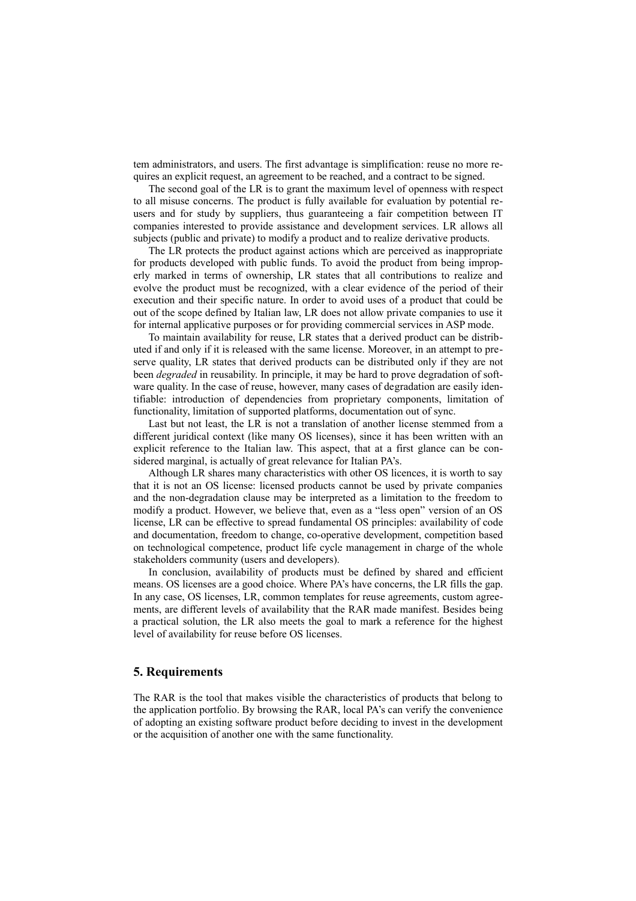tem administrators, and users. The first advantage is simplification: reuse no more requires an explicit request, an agreement to be reached, and a contract to be signed.

The second goal of the LR is to grant the maximum level of openness with respect to all misuse concerns. The product is fully available for evaluation by potential reusers and for study by suppliers, thus guaranteeing a fair competition between IT companies interested to provide assistance and development services. LR allows all subjects (public and private) to modify a product and to realize derivative products.

The LR protects the product against actions which are perceived as inappropriate for products developed with public funds. To avoid the product from being improperly marked in terms of ownership, LR states that all contributions to realize and evolve the product must be recognized, with a clear evidence of the period of their execution and their specific nature. In order to avoid uses of a product that could be out of the scope defined by Italian law, LR does not allow private companies to use it for internal applicative purposes or for providing commercial services in ASP mode.

To maintain availability for reuse, LR states that a derived product can be distributed if and only if it is released with the same license. Moreover, in an attempt to preserve quality, LR states that derived products can be distributed only if they are not been *degraded* in reusability. In principle, it may be hard to prove degradation of software quality. In the case of reuse, however, many cases of degradation are easily identifiable: introduction of dependencies from proprietary components, limitation of functionality, limitation of supported platforms, documentation out of sync.

Last but not least, the LR is not a translation of another license stemmed from a different juridical context (like many OS licenses), since it has been written with an explicit reference to the Italian law. This aspect, that at a first glance can be considered marginal, is actually of great relevance for Italian PA's.

Although LR shares many characteristics with other OS licences, it is worth to say that it is not an OS license: licensed products cannot be used by private companies and the non-degradation clause may be interpreted as a limitation to the freedom to modify a product. However, we believe that, even as a "less open" version of an OS license, LR can be effective to spread fundamental OS principles: availability of code and documentation, freedom to change, co-operative development, competition based on technological competence, product life cycle management in charge of the whole stakeholders community (users and developers).

In conclusion, availability of products must be defined by shared and efficient means. OS licenses are a good choice. Where PA's have concerns, the LR fills the gap. In any case, OS licenses, LR, common templates for reuse agreements, custom agreements, are different levels of availability that the RAR made manifest. Besides being a practical solution, the LR also meets the goal to mark a reference for the highest level of availability for reuse before OS licenses.

## 5. Requirements

The RAR is the tool that makes visible the characteristics of products that belong to the application portfolio. By browsing the RAR, local PA's can verify the convenience of adopting an existing software product before deciding to invest in the development or the acquisition of another one with the same functionality.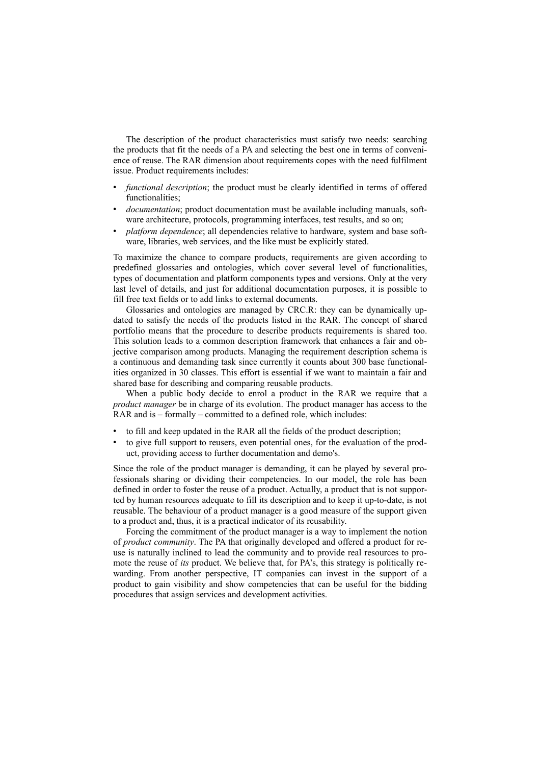The description of the product characteristics must satisfy two needs: searching the products that fit the needs of a PA and selecting the best one in terms of convenience of reuse. The RAR dimension about requirements copes with the need fulfilment issue. Product requirements includes:

- *functional description*; the product must be clearly identified in terms of offered functionalities;
- *documentation*; product documentation must be available including manuals, software architecture, protocols, programming interfaces, test results, and so on;
- *platform dependence*; all dependencies relative to hardware, system and base software, libraries, web services, and the like must be explicitly stated.

To maximize the chance to compare products, requirements are given according to predefined glossaries and ontologies, which cover several level of functionalities, types of documentation and platform components types and versions. Only at the very last level of details, and just for additional documentation purposes, it is possible to fill free text fields or to add links to external documents.

Glossaries and ontologies are managed by CRC.R: they can be dynamically updated to satisfy the needs of the products listed in the RAR. The concept of shared portfolio means that the procedure to describe products requirements is shared too. This solution leads to a common description framework that enhances a fair and objective comparison among products. Managing the requirement description schema is a continuous and demanding task since currently it counts about 300 base functionalities organized in 30 classes. This effort is essential if we want to maintain a fair and shared base for describing and comparing reusable products.

When a public body decide to enrol a product in the RAR we require that a *product manager* be in charge of its evolution. The product manager has access to the RAR and is – formally – committed to a defined role, which includes:

- to fill and keep updated in the RAR all the fields of the product description;
- to give full support to reusers, even potential ones, for the evaluation of the product, providing access to further documentation and demo's.

Since the role of the product manager is demanding, it can be played by several professionals sharing or dividing their competencies. In our model, the role has been defined in order to foster the reuse of a product. Actually, a product that is not supported by human resources adequate to fill its description and to keep it up-to-date, is not reusable. The behaviour of a product manager is a good measure of the support given to a product and, thus, it is a practical indicator of its reusability.

Forcing the commitment of the product manager is a way to implement the notion of *product community*. The PA that originally developed and offered a product for reuse is naturally inclined to lead the community and to provide real resources to promote the reuse of *its* product. We believe that, for PA's, this strategy is politically rewarding. From another perspective, IT companies can invest in the support of a product to gain visibility and show competencies that can be useful for the bidding procedures that assign services and development activities.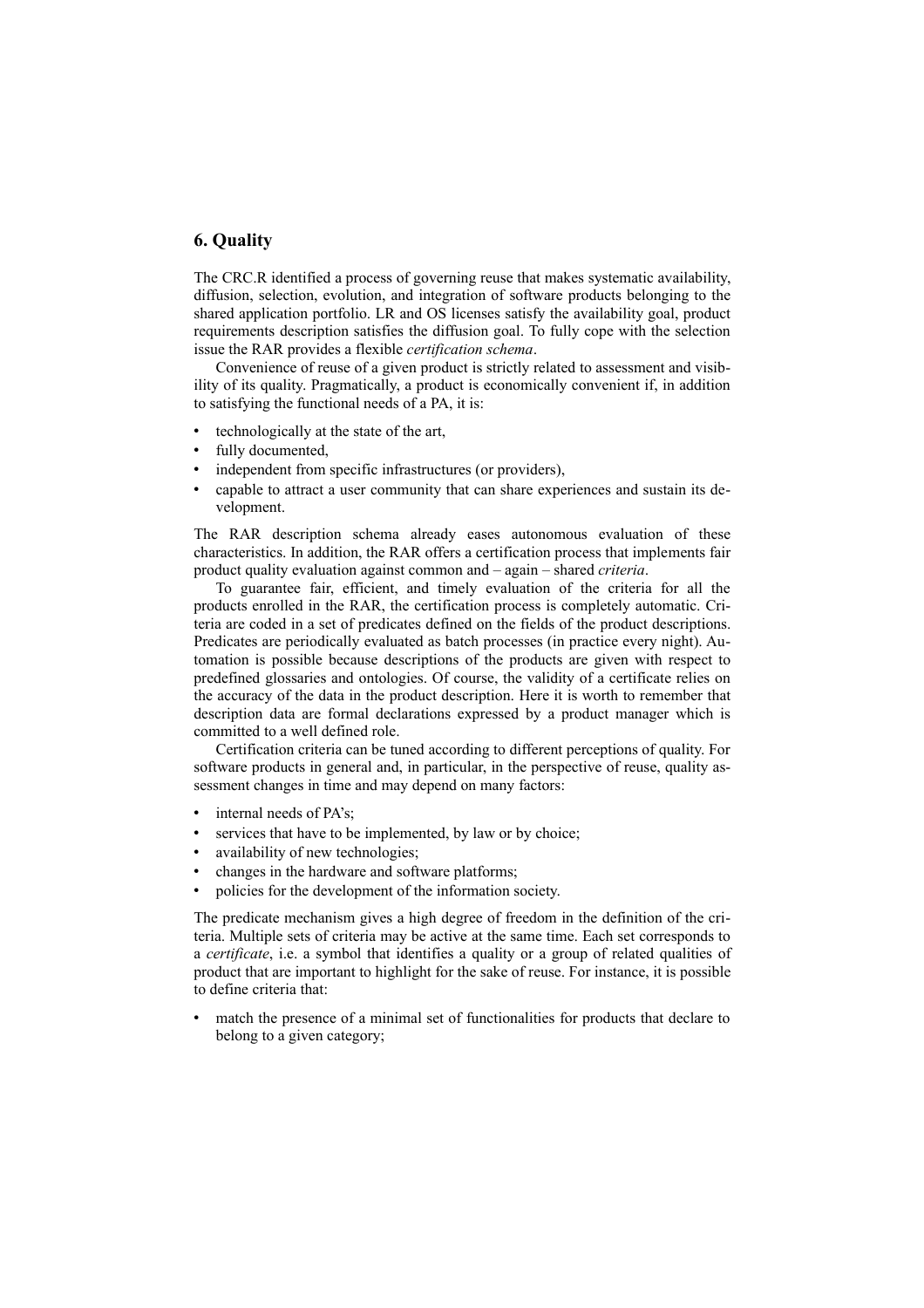## 6. Quality

The CRC.R identified a process of governing reuse that makes systematic availability, diffusion, selection, evolution, and integration of software products belonging to the shared application portfolio. LR and OS licenses satisfy the availability goal, product requirements description satisfies the diffusion goal. To fully cope with the selection issue the RAR provides a flexible *certification schema*.

Convenience of reuse of a given product is strictly related to assessment and visibility of its quality. Pragmatically, a product is economically convenient if, in addition to satisfying the functional needs of a PA, it is:

- technologically at the state of the art,
- fully documented,
- independent from specific infrastructures (or providers),
- capable to attract a user community that can share experiences and sustain its development.

The RAR description schema already eases autonomous evaluation of these characteristics. In addition, the RAR offers a certification process that implements fair product quality evaluation against common and – again – shared *criteria*.

To guarantee fair, efficient, and timely evaluation of the criteria for all the products enrolled in the RAR, the certification process is completely automatic. Criteria are coded in a set of predicates defined on the fields of the product descriptions. Predicates are periodically evaluated as batch processes (in practice every night). Automation is possible because descriptions of the products are given with respect to predefined glossaries and ontologies. Of course, the validity of a certificate relies on the accuracy of the data in the product description. Here it is worth to remember that description data are formal declarations expressed by a product manager which is committed to a well defined role.

Certification criteria can be tuned according to different perceptions of quality. For software products in general and, in particular, in the perspective of reuse, quality assessment changes in time and may depend on many factors:

- internal needs of PA's;
- services that have to be implemented, by law or by choice;
- availability of new technologies;
- changes in the hardware and software platforms;
- policies for the development of the information society.

The predicate mechanism gives a high degree of freedom in the definition of the criteria. Multiple sets of criteria may be active at the same time. Each set corresponds to a *certificate*, i.e. a symbol that identifies a quality or a group of related qualities of product that are important to highlight for the sake of reuse. For instance, it is possible to define criteria that:

- match the presence of a minimal set of functionalities for products that declare to belong to a given category;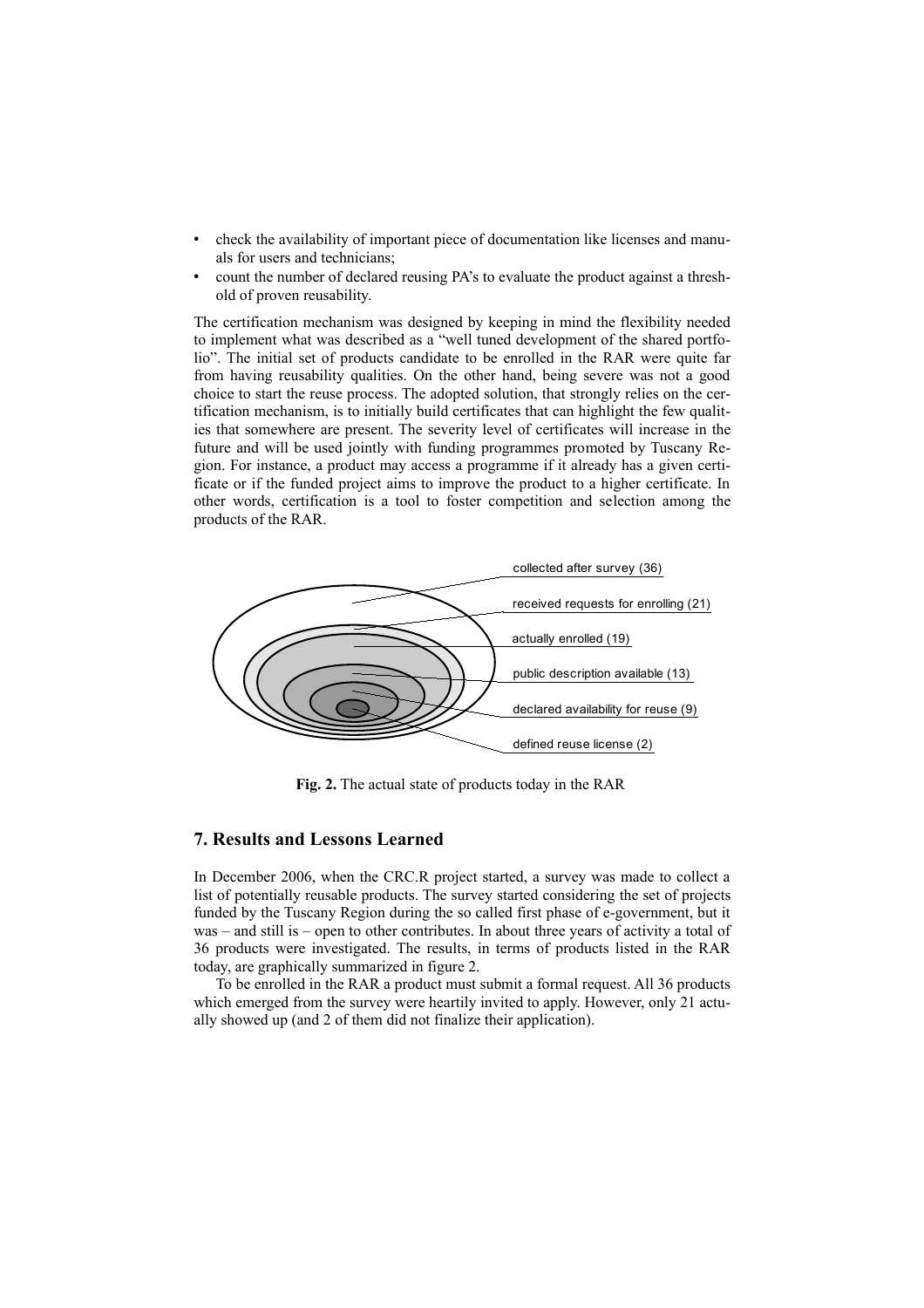- check the availability of important piece of documentation like licenses and manuals for users and technicians;
- count the number of declared reusing PA's to evaluate the product against a threshold of proven reusability.

The certification mechanism was designed by keeping in mind the flexibility needed to implement what was described as a "well tuned development of the shared portfolio". The initial set of products candidate to be enrolled in the RAR were quite far from having reusability qualities. On the other hand, being severe was not a good choice to start the reuse process. The adopted solution, that strongly relies on the certification mechanism, is to initially build certificates that can highlight the few qualities that somewhere are present. The severity level of certificates will increase in the future and will be used jointly with funding programmes promoted by Tuscany Region. For instance, a product may access a programme if it already has a given certificate or if the funded project aims to improve the product to a higher certificate. In other words, certification is a tool to foster competition and selection among the products of the RAR.

collected after survey (36)

received requests for enrolling (21)

actually enrolled (19)

public description available (13)

declared availability for reuse (9)

defined reuse license (2)

**Fig. 2.** The actual state of products today in the RAR

## 7. Results and Lessons Learned

In December 2006, when the CRC.R project started, a survey was made to collect a list of potentially reusable products. The survey started considering the set of projects funded by the Tuscany Region during the so called first phase of e-government, but it was – and still is – open to other contributes. In about three years of activity a total of 36 products were investigated. The results, in terms of products listed in the RAR today, are graphically summarized in figure 2.

To be enrolled in the RAR a product must submit a formal request. All 36 products which emerged from the survey were heartily invited to apply. However, only 21 actually showed up (and 2 of them did not finalize their application).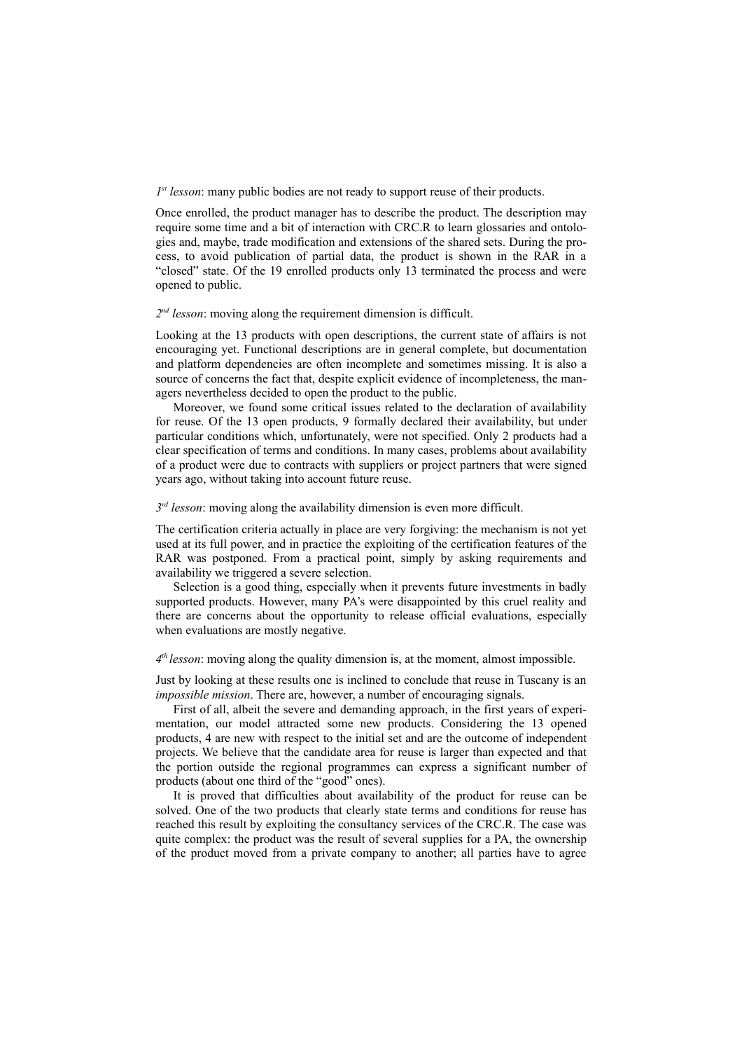*1st lesson*: many public bodies are not ready to support reuse of their products.

Once enrolled, the product manager has to describe the product. The description may require some time and a bit of interaction with CRC.R to learn glossaries and ontologies and, maybe, trade modification and extensions of the shared sets. During the process, to avoid publication of partial data, the product is shown in the RAR in a "closed" state. Of the 19 enrolled products only 13 terminated the process and were opened to public.

*2nd lesson*: moving along the requirement dimension is difficult.

Looking at the 13 products with open descriptions, the current state of affairs is not encouraging yet. Functional descriptions are in general complete, but documentation and platform dependencies are often incomplete and sometimes missing. It is also a source of concerns the fact that, despite explicit evidence of incompleteness, the managers nevertheless decided to open the product to the public.

Moreover, we found some critical issues related to the declaration of availability for reuse. Of the 13 open products, 9 formally declared their availability, but under particular conditions which, unfortunately, were not specified. Only 2 products had a clear specification of terms and conditions. In many cases, problems about availability of a product were due to contracts with suppliers or project partners that were signed years ago, without taking into account future reuse.

*3rd lesson*: moving along the availability dimension is even more difficult.

The certification criteria actually in place are very forgiving: the mechanism is not yet used at its full power, and in practice the exploiting of the certification features of the RAR was postponed. From a practical point, simply by asking requirements and availability we triggered a severe selection.

Selection is a good thing, especially when it prevents future investments in badly supported products. However, many PA's were disappointed by this cruel reality and there are concerns about the opportunity to release official evaluations, especially when evaluations are mostly negative.

*4th lesson*: moving along the quality dimension is, at the moment, almost impossible.

Just by looking at these results one is inclined to conclude that reuse in Tuscany is an *impossible mission*. There are, however, a number of encouraging signals.

First of all, albeit the severe and demanding approach, in the first years of experimentation, our model attracted some new products. Considering the 13 opened products, 4 are new with respect to the initial set and are the outcome of independent projects. We believe that the candidate area for reuse is larger than expected and that the portion outside the regional programmes can express a significant number of products (about one third of the "good" ones).

It is proved that difficulties about availability of the product for reuse can be solved. One of the two products that clearly state terms and conditions for reuse has reached this result by exploiting the consultancy services of the CRC.R. The case was quite complex: the product was the result of several supplies for a PA, the ownership of the product moved from a private company to another; all parties have to agree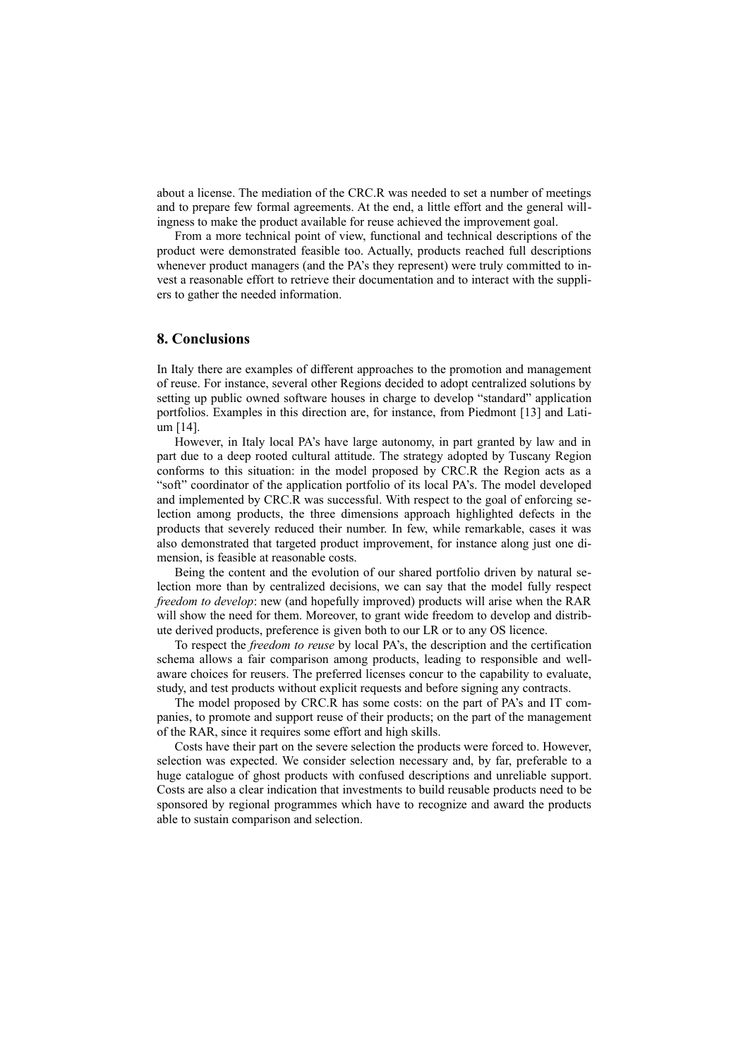about a license. The mediation of the CRC.R was needed to set a number of meetings and to prepare few formal agreements. At the end, a little effort and the general willingness to make the product available for reuse achieved the improvement goal.

From a more technical point of view, functional and technical descriptions of the product were demonstrated feasible too. Actually, products reached full descriptions whenever product managers (and the PA's they represent) were truly committed to invest a reasonable effort to retrieve their documentation and to interact with the suppliers to gather the needed information.

## 8. Conclusions

In Italy there are examples of different approaches to the promotion and management of reuse. For instance, several other Regions decided to adopt centralized solutions by setting up public owned software houses in charge to develop "standard" application portfolios. Examples in this direction are, for instance, from Piedmont [13] and Latium [14].

However, in Italy local PA's have large autonomy, in part granted by law and in part due to a deep rooted cultural attitude. The strategy adopted by Tuscany Region conforms to this situation: in the model proposed by CRC.R the Region acts as a "soft" coordinator of the application portfolio of its local PA's. The model developed and implemented by CRC.R was successful. With respect to the goal of enforcing selection among products, the three dimensions approach highlighted defects in the products that severely reduced their number. In few, while remarkable, cases it was also demonstrated that targeted product improvement, for instance along just one dimension, is feasible at reasonable costs.

Being the content and the evolution of our shared portfolio driven by natural selection more than by centralized decisions, we can say that the model fully respect *freedom to develop*: new (and hopefully improved) products will arise when the RAR will show the need for them. Moreover, to grant wide freedom to develop and distribute derived products, preference is given both to our LR or to any OS licence.

To respect the *freedom to reuse* by local PA's, the description and the certification schema allows a fair comparison among products, leading to responsible and well-aware choices for reusers. The preferred licenses concur to the capability to evaluate, study, and test products without explicit requests and before signing any contracts.

The model proposed by CRC.R has some costs: on the part of PA's and IT companies, to promote and support reuse of their products; on the part of the management of the RAR, since it requires some effort and high skills.

Costs have their part on the severe selection the products were forced to. However, selection was expected. We consider selection necessary and, by far, preferable to a huge catalogue of ghost products with confused descriptions and unreliable support. Costs are also a clear indication that investments to build reusable products need to be sponsored by regional programmes which have to recognize and award the products able to sustain comparison and selection.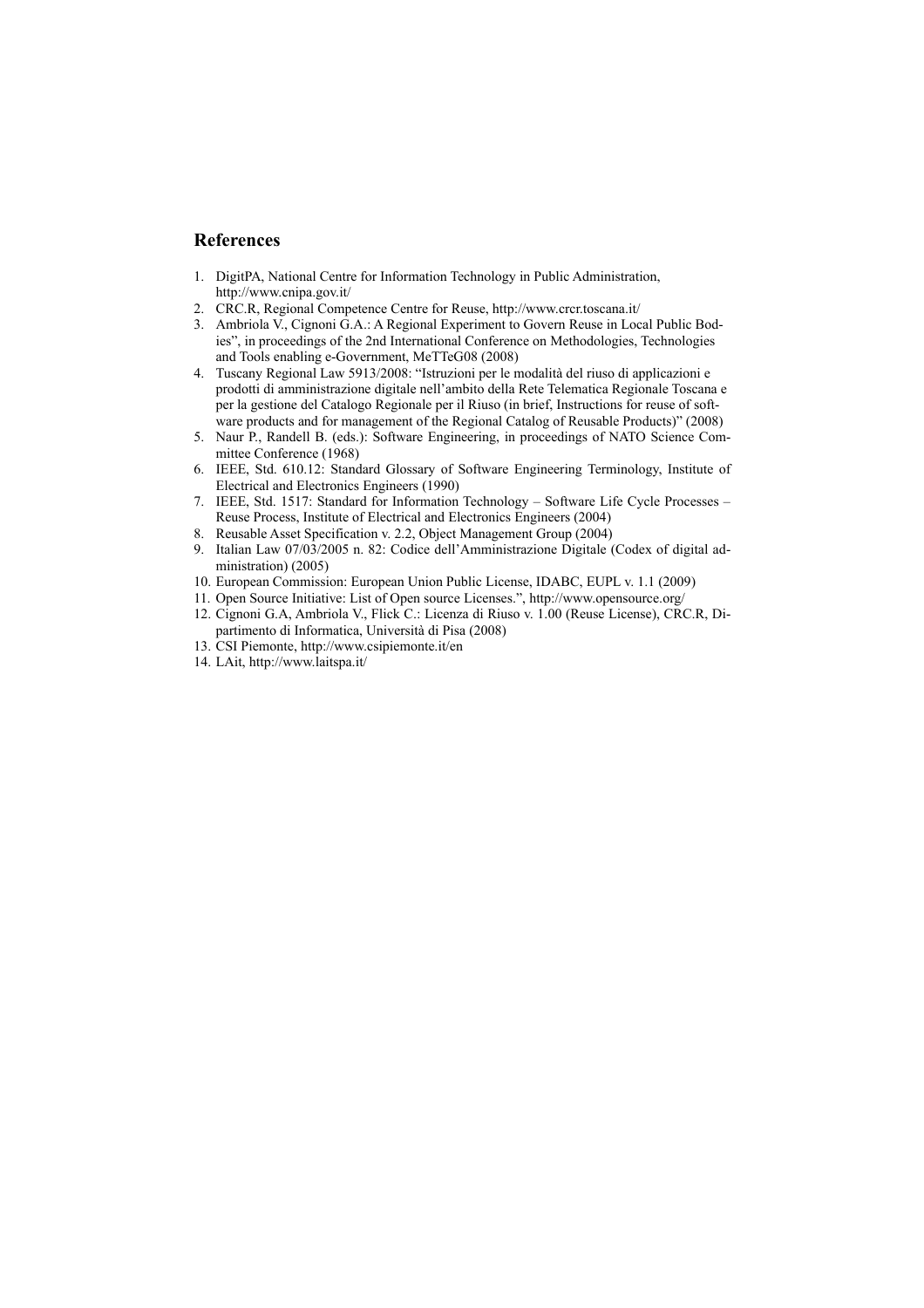## References

1. DigitPA, National Centre for Information Technology in Public Administration, http://www.cnipa.gov.it/
2. CRC.R, Regional Competence Centre for Reuse, http://www.crcr.toscana.it/
3. Ambriola V., Cignoni G.A.: A Regional Experiment to Govern Reuse in Local Public Bodies", in proceedings of the 2nd International Conference on Methodologies, Technologies and Tools enabling e-Government, MeTTeG08 (2008)
4. Tuscany Regional Law 5913/2008: "Istruzioni per le modalità del riuso di applicazioni e prodotti di amministrazione digitale nell'ambito della Rete Telematica Regionale Toscana e per la gestione del Catalogo Regionale per il Riuso (in brief, Instructions for reuse of software products and for management of the Regional Catalog of Reusable Products)" (2008)
5. Naur P., Randell B. (eds.): Software Engineering, in proceedings of NATO Science Committee Conference (1968)
6. IEEE, Std. 610.12: Standard Glossary of Software Engineering Terminology, Institute of Electrical and Electronics Engineers (1990)
7. IEEE, Std. 1517: Standard for Information Technology – Software Life Cycle Processes – Reuse Process, Institute of Electrical and Electronics Engineers (2004)
8. Reusable Asset Specification v. 2.2, Object Management Group (2004)
9. Italian Law 07/03/2005 n. 82: Codice dell'Amministrazione Digitale (Codex of digital administration) (2005)
10. European Commission: European Union Public License, IDABC, EUPL v. 1.1 (2009)
11. Open Source Initiative: List of Open source Licenses.", http://www.opensource.org/
12. Cignoni G.A, Ambriola V., Flick C.: Licenza di Riuso v. 1.00 (Reuse License), CRC.R, Dipartimento di Informatica, Università di Pisa (2008)
13. CSI Piemonte, http://www.csipiemonte.it/en
14. LAit, http://www.laitspa.it/